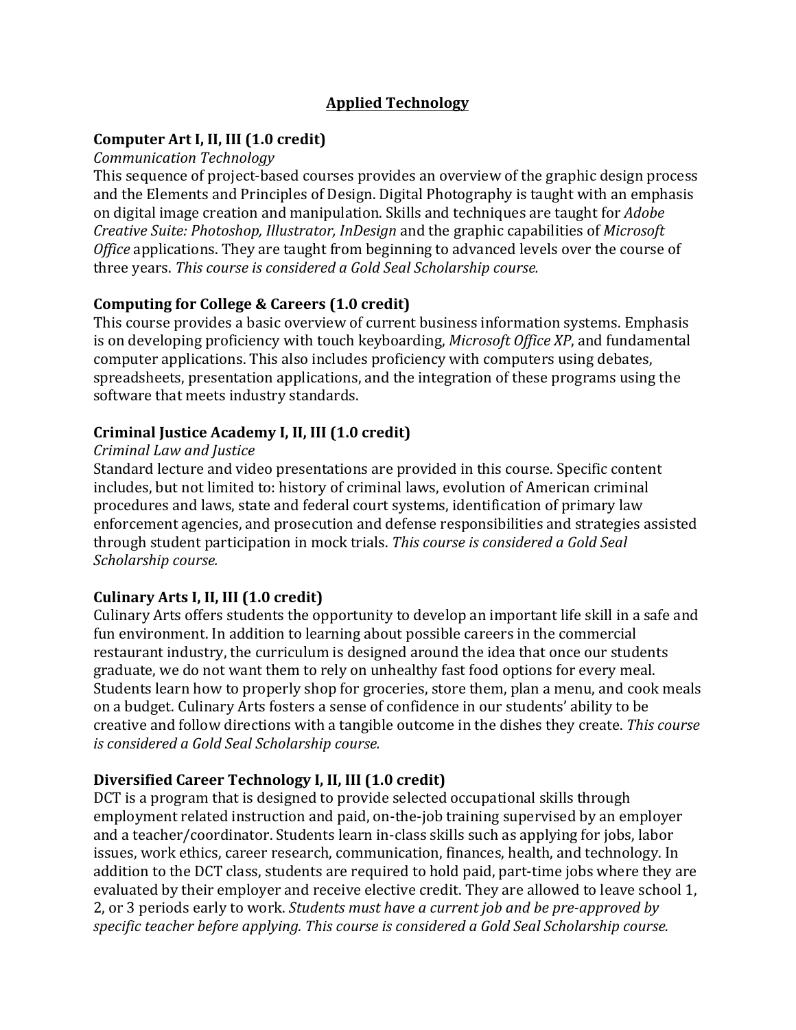# Applied Technology

## Computer Art I, II, III (1.0 credit)

*Communication Technology*

This sequence of project-based courses provides an overview of the graphic design process and the Elements and Principles of Design. Digital Photography is taught with an emphasis on digital image creation and manipulation. Skills and techniques are taught for *Adobe Creative Suite: Photoshop, Illustrator, InDesign* and the graphic capabilities of *Microsoft Office* applications. They are taught from beginning to advanced levels over the course of three years. *This course is considered a Gold Seal Scholarship course.*

## Computing for College & Careers (1.0 credit)

This course provides a basic overview of current business information systems. Emphasis is on developing proficiency with touch keyboarding, *Microsoft Office XP*, and fundamental computer applications. This also includes proficiency with computers using debates, spreadsheets, presentation applications, and the integration of these programs using the software that meets industry standards.

## Criminal Justice Academy I, II, III (1.0 credit)

*Criminal Law and Justice*

Standard lecture and video presentations are provided in this course. Specific content includes, but not limited to: history of criminal laws, evolution of American criminal procedures and laws, state and federal court systems, identification of primary law enforcement agencies, and prosecution and defense responsibilities and strategies assisted through student participation in mock trials. *This course is considered a Gold Seal Scholarship course.*

## Culinary Arts I, II, III (1.0 credit)

Culinary Arts offers students the opportunity to develop an important life skill in a safe and fun environment. In addition to learning about possible careers in the commercial restaurant industry, the curriculum is designed around the idea that once our students graduate, we do not want them to rely on unhealthy fast food options for every meal. Students learn how to properly shop for groceries, store them, plan a menu, and cook meals on a budget. Culinary Arts fosters a sense of confidence in our students' ability to be creative and follow directions with a tangible outcome in the dishes they create. *This course is considered a Gold Seal Scholarship course.*

## Diversified Career Technology I, II, III (1.0 credit)

DCT is a program that is designed to provide selected occupational skills through employment related instruction and paid, on-the-job training supervised by an employer and a teacher/coordinator. Students learn in-class skills such as applying for jobs, labor issues, work ethics, career research, communication, finances, health, and technology. In addition to the DCT class, students are required to hold paid, part-time jobs where they are evaluated by their employer and receive elective credit. They are allowed to leave school 1, 2, or 3 periods early to work. *Students must have a current job and be pre-approved by specific teacher before applying. This course is considered a Gold Seal Scholarship course.*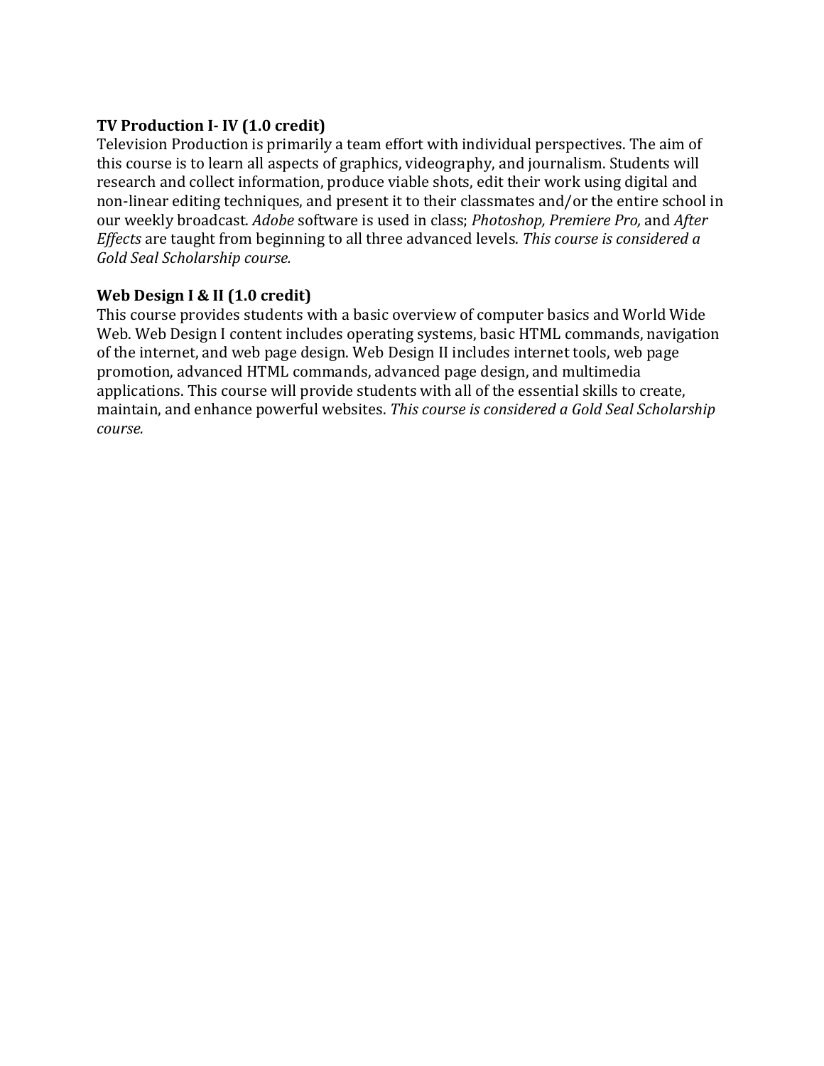**TV Production I- IV (1.0 credit)**
Television Production is primarily a team effort with individual perspectives. The aim of this course is to learn all aspects of graphics, videography, and journalism. Students will research and collect information, produce viable shots, edit their work using digital and non-linear editing techniques, and present it to their classmates and/or the entire school in our weekly broadcast. *Adobe* software is used in class; *Photoshop, Premiere Pro,* and *After Effects* are taught from beginning to all three advanced levels. *This course is considered a Gold Seal Scholarship course.*

**Web Design I & II (1.0 credit)**
This course provides students with a basic overview of computer basics and World Wide Web. Web Design I content includes operating systems, basic HTML commands, navigation of the internet, and web page design. Web Design II includes internet tools, web page promotion, advanced HTML commands, advanced page design, and multimedia applications. This course will provide students with all of the essential skills to create, maintain, and enhance powerful websites. *This course is considered a Gold Seal Scholarship course.*